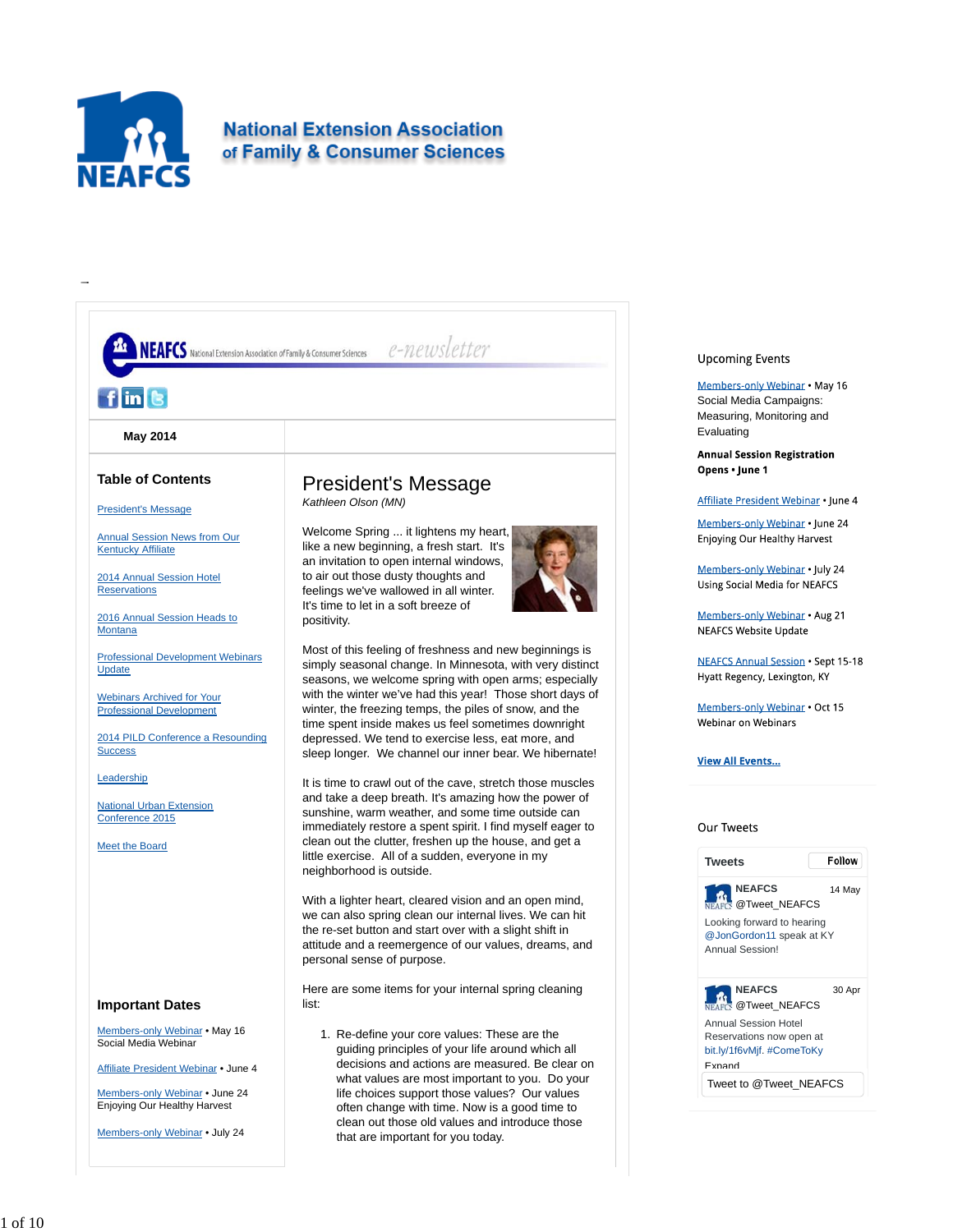# National Extension Association of Family & Consumer Sciences

→

NEAFCS National Extension Association of Family & Consumer Sciences e-newsletter

**May 2014**

## Table of Contents

- President's Message
- Annual Session News from Our Kentucky Affiliate
- 2014 Annual Session Hotel Reservations
- 2016 Annual Session Heads to Montana
- Professional Development Webinars Update
- Webinars Archived for Your Professional Development
- 2014 PILD Conference a Resounding Success
- Leadership
- National Urban Extension Conference 2015
- Meet the Board

## Important Dates

Members-only Webinar • May 16
Social Media Webinar

Affiliate President Webinar • June 4

Members-only Webinar • June 24
Enjoying Our Healthy Harvest

Members-only Webinar • July 24

# President's Message

*Kathleen Olson (MN)*

Welcome Spring ... it lightens my heart, like a new beginning, a fresh start. It's an invitation to open internal windows, to air out those dusty thoughts and feelings we've wallowed in all winter. It's time to let in a soft breeze of positivity.

Most of this feeling of freshness and new beginnings is simply seasonal change. In Minnesota, with very distinct seasons, we welcome spring with open arms; especially with the winter we've had this year! Those short days of winter, the freezing temps, the piles of snow, and the time spent inside makes us feel sometimes downright depressed. We tend to exercise less, eat more, and sleep longer. We channel our inner bear. We hibernate!

It is time to crawl out of the cave, stretch those muscles and take a deep breath. It's amazing how the power of sunshine, warm weather, and some time outside can immediately restore a spent spirit. I find myself eager to clean out the clutter, freshen up the house, and get a little exercise. All of a sudden, everyone in my neighborhood is outside.

With a lighter heart, cleared vision and an open mind, we can also spring clean our internal lives. We can hit the re-set button and start over with a slight shift in attitude and a reemergence of our values, dreams, and personal sense of purpose.

Here are some items for your internal spring cleaning list:

1. Re-define your core values: These are the guiding principles of your life around which all decisions and actions are measured. Be clear on what values are most important to you. Do your life choices support those values? Our values often change with time. Now is a good time to clean out those old values and introduce those that are important for you today.

## Upcoming Events

Members-only Webinar • May 16
Social Media Campaigns: Measuring, Monitoring and Evaluating

**Annual Session Registration Opens • June 1**

Affiliate President Webinar • June 4

Members-only Webinar • June 24
Enjoying Our Healthy Harvest

Members-only Webinar • July 24
Using Social Media for NEAFCS

Members-only Webinar • Aug 21
NEAFCS Website Update

NEAFCS Annual Session • Sept 15-18
Hyatt Regency, Lexington, KY

Members-only Webinar • Oct 15
Webinar on Webinars

**View All Events...**

## Our Tweets

Tweets Follow

NEAFCS @Tweet_NEAFCS 14 May
Looking forward to hearing @JonGordon11 speak at KY Annual Session!

NEAFCS @Tweet_NEAFCS 30 Apr
Annual Session Hotel Reservations now open at bit.ly/1f6vMjf. #ComeToKy
Expand

Tweet to @Tweet_NEAFCS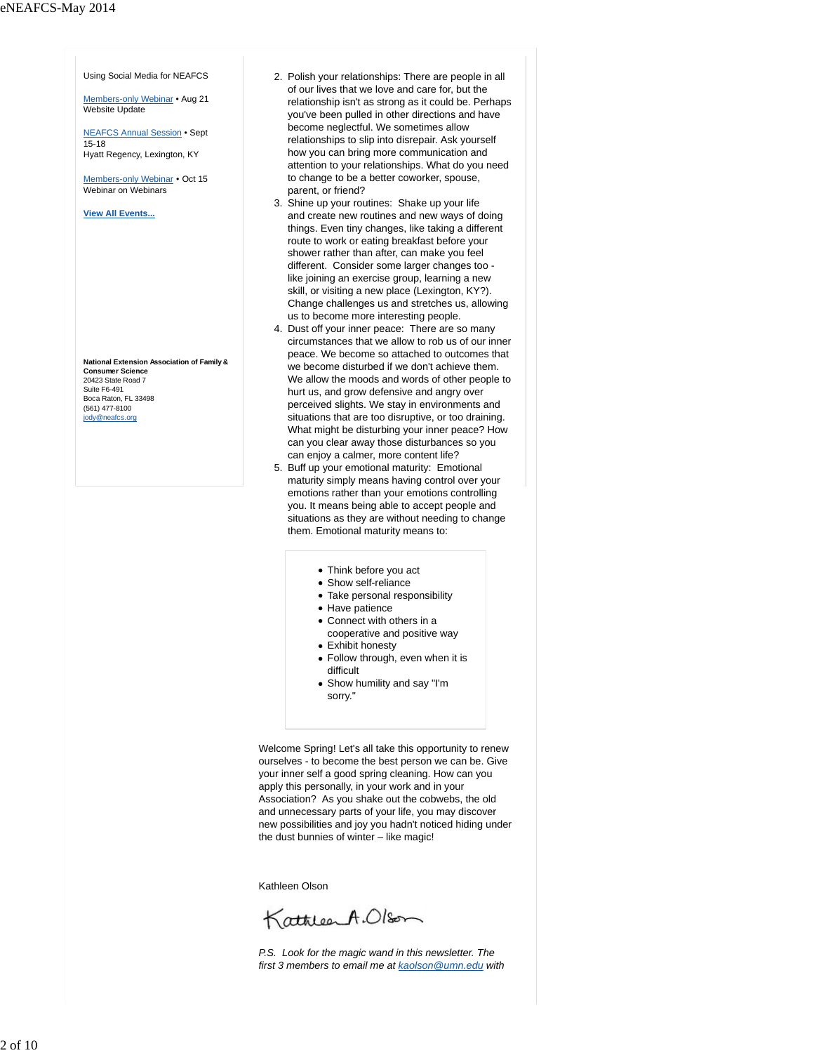Using Social Media for NEAFCS

Members-only Webinar • Aug 21
Website Update

NEAFCS Annual Session • Sept 15-18
Hyatt Regency, Lexington, KY

Members-only Webinar • Oct 15
Webinar on Webinars

**View All Events...**

**National Extension Association of Family & Consumer Science**
20423 State Road 7
Suite F6-491
Boca Raton, FL 33498
(561) 477-8100
jody@neafcs.org

2. Polish your relationships: There are people in all of our lives that we love and care for, but the relationship isn't as strong as it could be. Perhaps you've been pulled in other directions and have become neglectful. We sometimes allow relationships to slip into disrepair. Ask yourself how you can bring more communication and attention to your relationships. What do you need to change to be a better coworker, spouse, parent, or friend?
3. Shine up your routines: Shake up your life and create new routines and new ways of doing things. Even tiny changes, like taking a different route to work or eating breakfast before your shower rather than after, can make you feel different. Consider some larger changes too - like joining an exercise group, learning a new skill, or visiting a new place (Lexington, KY?). Change challenges us and stretches us, allowing us to become more interesting people.
4. Dust off your inner peace: There are so many circumstances that we allow to rob us of our inner peace. We become so attached to outcomes that we become disturbed if we don't achieve them. We allow the moods and words of other people to hurt us, and grow defensive and angry over perceived slights. We stay in environments and situations that are too disruptive, or too draining. What might be disturbing your inner peace? How can you clear away those disturbances so you can enjoy a calmer, more content life?
5. Buff up your emotional maturity: Emotional maturity simply means having control over your emotions rather than your emotions controlling you. It means being able to accept people and situations as they are without needing to change them. Emotional maturity means to:

- Think before you act
- Show self-reliance
- Take personal responsibility
- Have patience
- Connect with others in a cooperative and positive way
- Exhibit honesty
- Follow through, even when it is difficult
- Show humility and say "I'm sorry."

Welcome Spring! Let's all take this opportunity to renew ourselves - to become the best person we can be. Give your inner self a good spring cleaning. How can you apply this personally, in your work and in your Association? As you shake out the cobwebs, the old and unnecessary parts of your life, you may discover new possibilities and joy you hadn't noticed hiding under the dust bunnies of winter – like magic!

Kathleen Olson

Kathleen A. Olson

*P.S. Look for the magic wand in this newsletter. The first 3 members to email me at kaolson@umn.edu with*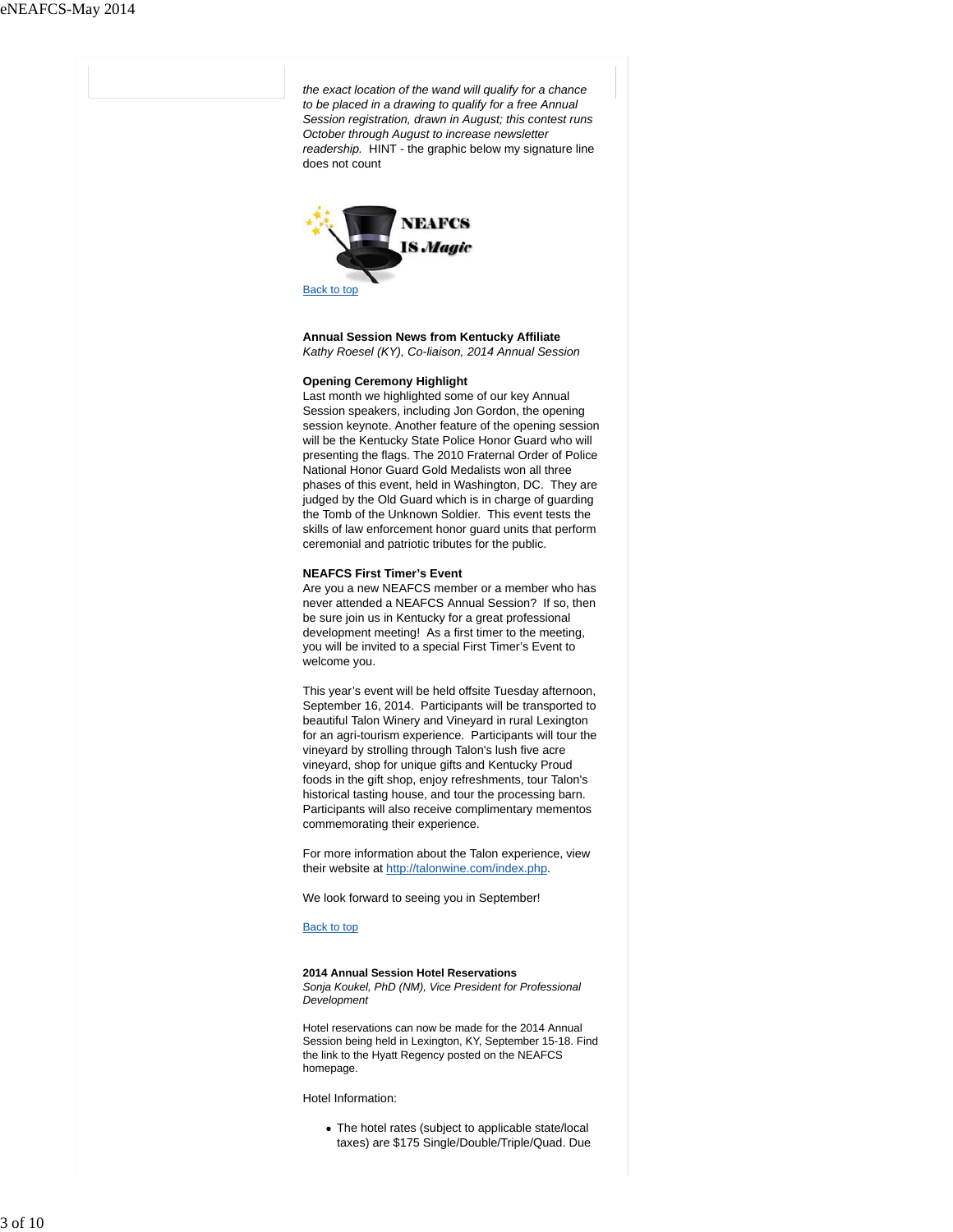*the exact location of the wand will qualify for a chance to be placed in a drawing to qualify for a free Annual Session registration, drawn in August; this contest runs October through August to increase newsletter readership.* HINT - the graphic below my signature line does not count

NEAFCS IS *Magic*

Back to top

**Annual Session News from Kentucky Affiliate**
*Kathy Roesel (KY), Co-liaison, 2014 Annual Session*

**Opening Ceremony Highlight**
Last month we highlighted some of our key Annual Session speakers, including Jon Gordon, the opening session keynote. Another feature of the opening session will be the Kentucky State Police Honor Guard who will presenting the flags. The 2010 Fraternal Order of Police National Honor Guard Gold Medalists won all three phases of this event, held in Washington, DC. They are judged by the Old Guard which is in charge of guarding the Tomb of the Unknown Soldier. This event tests the skills of law enforcement honor guard units that perform ceremonial and patriotic tributes for the public.

**NEAFCS First Timer's Event**
Are you a new NEAFCS member or a member who has never attended a NEAFCS Annual Session? If so, then be sure join us in Kentucky for a great professional development meeting! As a first timer to the meeting, you will be invited to a special First Timer's Event to welcome you.

This year's event will be held offsite Tuesday afternoon, September 16, 2014. Participants will be transported to beautiful Talon Winery and Vineyard in rural Lexington for an agri-tourism experience. Participants will tour the vineyard by strolling through Talon's lush five acre vineyard, shop for unique gifts and Kentucky Proud foods in the gift shop, enjoy refreshments, tour Talon's historical tasting house, and tour the processing barn. Participants will also receive complimentary mementos commemorating their experience.

For more information about the Talon experience, view their website at http://talonwine.com/index.php.

We look forward to seeing you in September!

Back to top

**2014 Annual Session Hotel Reservations**
*Sonja Koukel, PhD (NM), Vice President for Professional Development*

Hotel reservations can now be made for the 2014 Annual Session being held in Lexington, KY, September 15-18. Find the link to the Hyatt Regency posted on the NEAFCS homepage.

Hotel Information:

- The hotel rates (subject to applicable state/local taxes) are $175 Single/Double/Triple/Quad. Due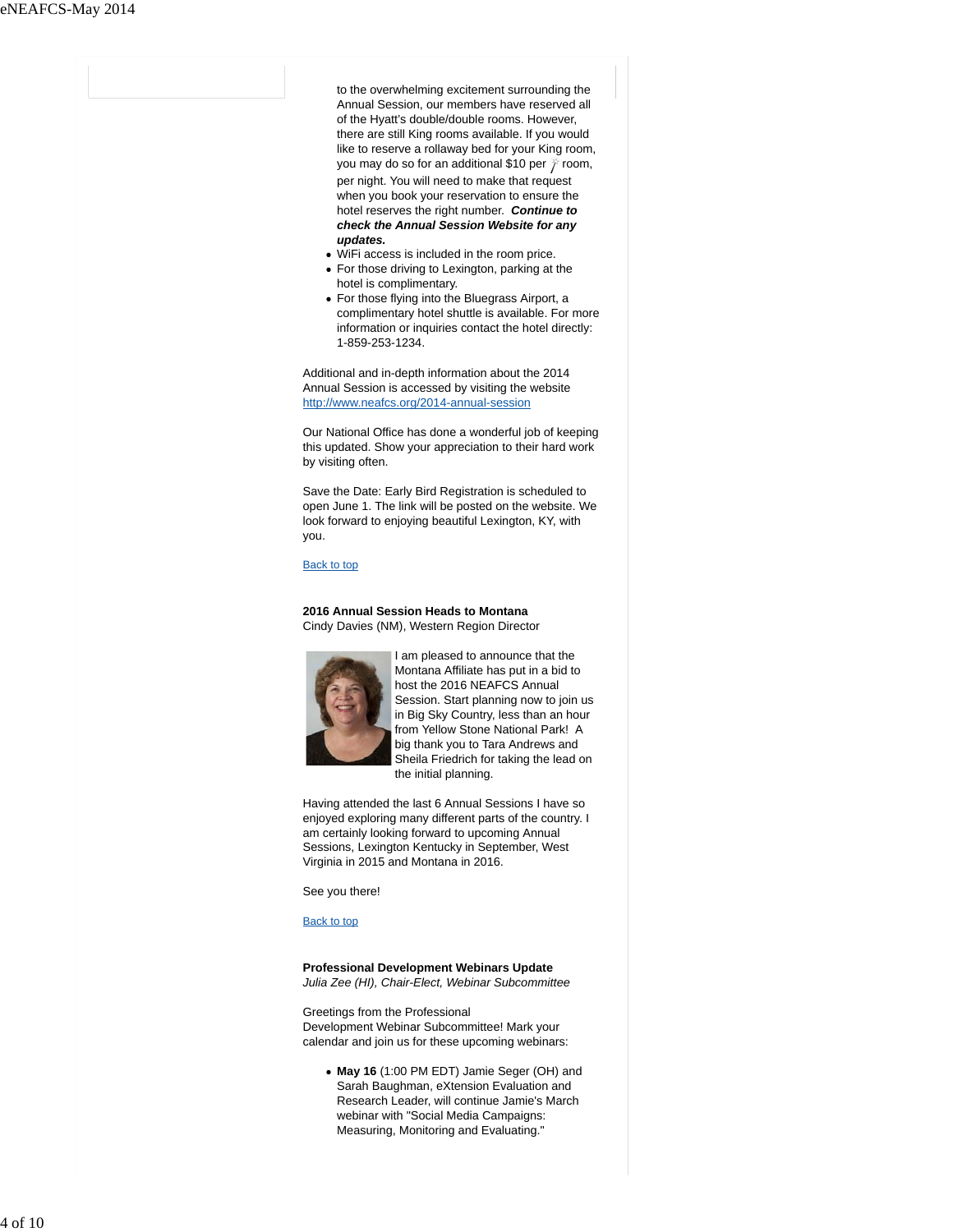- to the overwhelming excitement surrounding the Annual Session, our members have reserved all of the Hyatt's double/double rooms. However, there are still King rooms available. If you would like to reserve a rollaway bed for your King room, you may do so for an additional $10 per room, per night. You will need to make that request when you book your reservation to ensure the hotel reserves the right number. ***Continue to check the Annual Session Website for any updates.***
- WiFi access is included in the room price.
- For those driving to Lexington, parking at the hotel is complimentary.
- For those flying into the Bluegrass Airport, a complimentary hotel shuttle is available. For more information or inquiries contact the hotel directly: 1-859-253-1234.

Additional and in-depth information about the 2014 Annual Session is accessed by visiting the website http://www.neafcs.org/2014-annual-session

Our National Office has done a wonderful job of keeping this updated. Show your appreciation to their hard work by visiting often.

Save the Date: Early Bird Registration is scheduled to open June 1. The link will be posted on the website. We look forward to enjoying beautiful Lexington, KY, with you.

Back to top

**2016 Annual Session Heads to Montana**
Cindy Davies (NM), Western Region Director

I am pleased to announce that the Montana Affiliate has put in a bid to host the 2016 NEAFCS Annual Session. Start planning now to join us in Big Sky Country, less than an hour from Yellow Stone National Park! A big thank you to Tara Andrews and Sheila Friedrich for taking the lead on the initial planning.

Having attended the last 6 Annual Sessions I have so enjoyed exploring many different parts of the country. I am certainly looking forward to upcoming Annual Sessions, Lexington Kentucky in September, West Virginia in 2015 and Montana in 2016.

See you there!

Back to top

**Professional Development Webinars Update**
*Julia Zee (HI), Chair-Elect, Webinar Subcommittee*

Greetings from the Professional Development Webinar Subcommittee! Mark your calendar and join us for these upcoming webinars:

- **May 16** (1:00 PM EDT) Jamie Seger (OH) and Sarah Baughman, eXtension Evaluation and Research Leader, will continue Jamie's March webinar with "Social Media Campaigns: Measuring, Monitoring and Evaluating."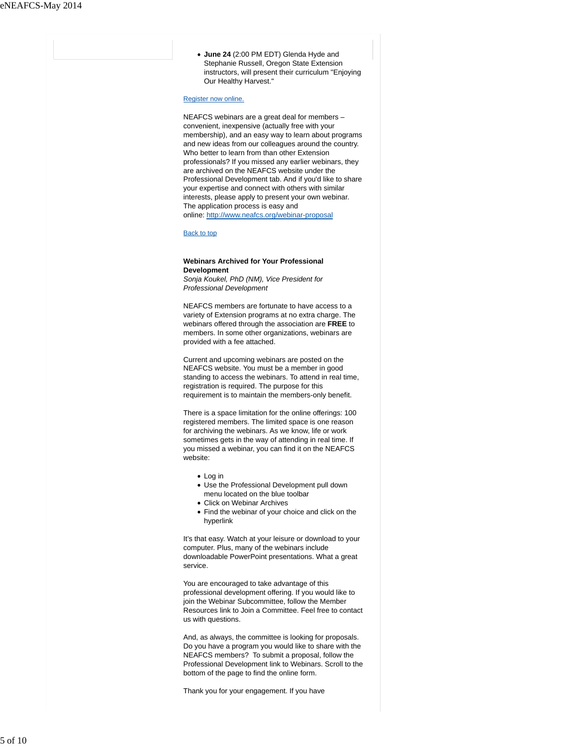- **June 24** (2:00 PM EDT) Glenda Hyde and Stephanie Russell, Oregon State Extension instructors, will present their curriculum "Enjoying Our Healthy Harvest."

[Register now online.](#)

NEAFCS webinars are a great deal for members – convenient, inexpensive (actually free with your membership), and an easy way to learn about programs and new ideas from our colleagues around the country. Who better to learn from than other Extension professionals? If you missed any earlier webinars, they are archived on the NEAFCS website under the Professional Development tab. And if you'd like to share your expertise and connect with others with similar interests, please apply to present your own webinar. The application process is easy and online: [http://www.neafcs.org/webinar-proposal](http://www.neafcs.org/webinar-proposal)

[Back to top](#)

**Webinars Archived for Your Professional Development**
*Sonja Koukel, PhD (NM), Vice President for Professional Development*

NEAFCS members are fortunate to have access to a variety of Extension programs at no extra charge. The webinars offered through the association are **FREE** to members. In some other organizations, webinars are provided with a fee attached.

Current and upcoming webinars are posted on the NEAFCS website. You must be a member in good standing to access the webinars. To attend in real time, registration is required. The purpose for this requirement is to maintain the members-only benefit.

There is a space limitation for the online offerings: 100 registered members. The limited space is one reason for archiving the webinars. As we know, life or work sometimes gets in the way of attending in real time. If you missed a webinar, you can find it on the NEAFCS website:

- Log in
- Use the Professional Development pull down menu located on the blue toolbar
- Click on Webinar Archives
- Find the webinar of your choice and click on the hyperlink

It's that easy. Watch at your leisure or download to your computer. Plus, many of the webinars include downloadable PowerPoint presentations. What a great service.

You are encouraged to take advantage of this professional development offering. If you would like to join the Webinar Subcommittee, follow the Member Resources link to Join a Committee. Feel free to contact us with questions.

And, as always, the committee is looking for proposals. Do you have a program you would like to share with the NEAFCS members? To submit a proposal, follow the Professional Development link to Webinars. Scroll to the bottom of the page to find the online form.

Thank you for your engagement. If you have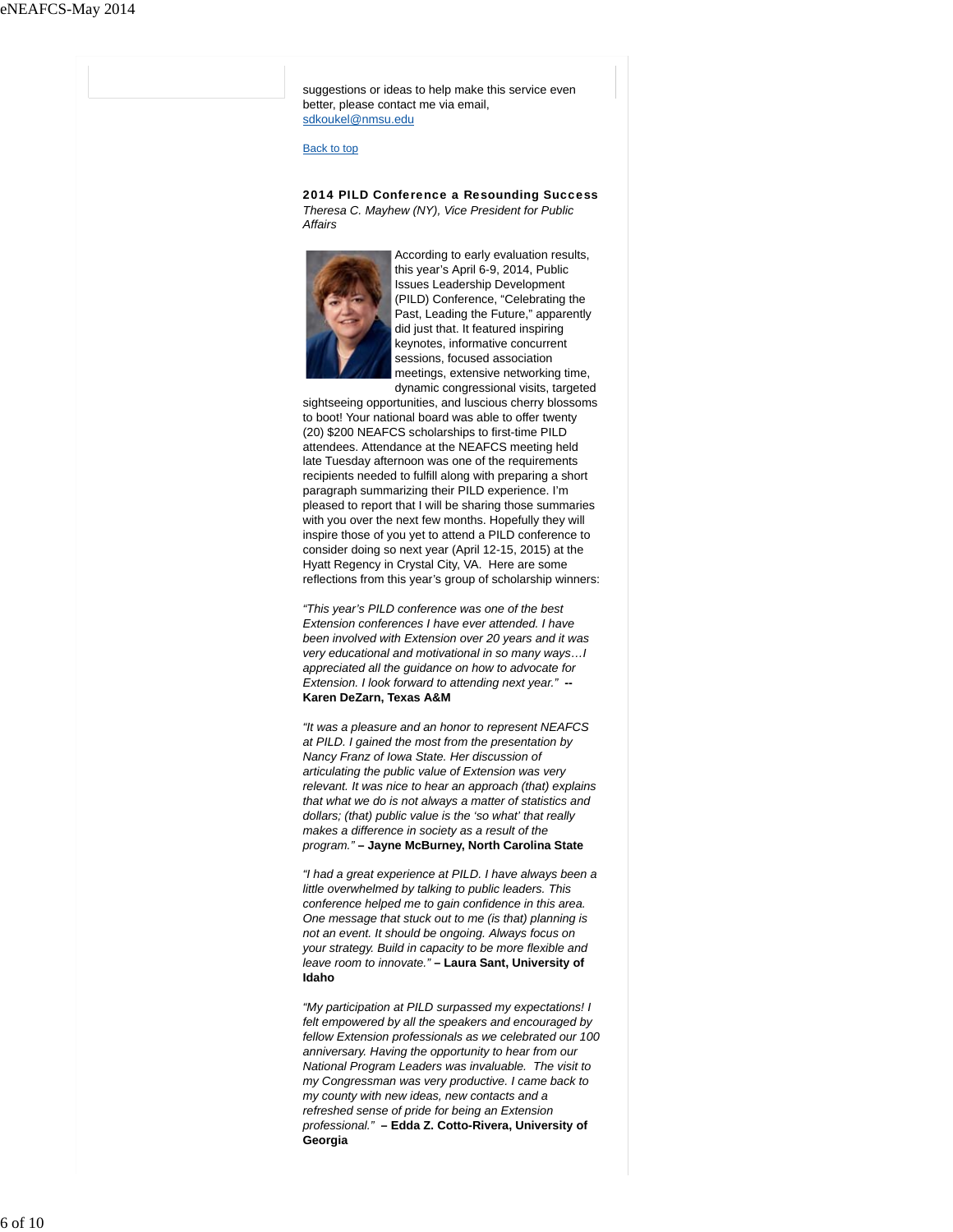suggestions or ideas to help make this service even better, please contact me via email, sdkoukel@nmsu.edu

Back to top

**2014 PILD Conference a Resounding Success**

*Theresa C. Mayhew (NY), Vice President for Public Affairs*

According to early evaluation results, this year's April 6-9, 2014, Public Issues Leadership Development (PILD) Conference, "Celebrating the Past, Leading the Future," apparently did just that. It featured inspiring keynotes, informative concurrent sessions, focused association meetings, extensive networking time, dynamic congressional visits, targeted sightseeing opportunities, and luscious cherry blossoms to boot! Your national board was able to offer twenty (20) $200 NEAFCS scholarships to first-time PILD attendees. Attendance at the NEAFCS meeting held late Tuesday afternoon was one of the requirements recipients needed to fulfill along with preparing a short paragraph summarizing their PILD experience. I'm pleased to report that I will be sharing those summaries with you over the next few months. Hopefully they will inspire those of you yet to attend a PILD conference to consider doing so next year (April 12-15, 2015) at the Hyatt Regency in Crystal City, VA. Here are some reflections from this year's group of scholarship winners:

*"This year's PILD conference was one of the best Extension conferences I have ever attended. I have been involved with Extension over 20 years and it was very educational and motivational in so many ways…I appreciated all the guidance on how to advocate for Extension. I look forward to attending next year."* **-- Karen DeZarn, Texas A&M**

*"It was a pleasure and an honor to represent NEAFCS at PILD. I gained the most from the presentation by Nancy Franz of Iowa State. Her discussion of articulating the public value of Extension was very relevant. It was nice to hear an approach (that) explains that what we do is not always a matter of statistics and dollars; (that) public value is the 'so what' that really makes a difference in society as a result of the program."* **– Jayne McBurney, North Carolina State**

*"I had a great experience at PILD. I have always been a little overwhelmed by talking to public leaders. This conference helped me to gain confidence in this area. One message that stuck out to me (is that) planning is not an event. It should be ongoing. Always focus on your strategy. Build in capacity to be more flexible and leave room to innovate."* **– Laura Sant, University of Idaho**

*"My participation at PILD surpassed my expectations! I felt empowered by all the speakers and encouraged by fellow Extension professionals as we celebrated our 100 anniversary. Having the opportunity to hear from our National Program Leaders was invaluable. The visit to my Congressman was very productive. I came back to my county with new ideas, new contacts and a refreshed sense of pride for being an Extension professional."* **– Edda Z. Cotto-Rivera, University of Georgia**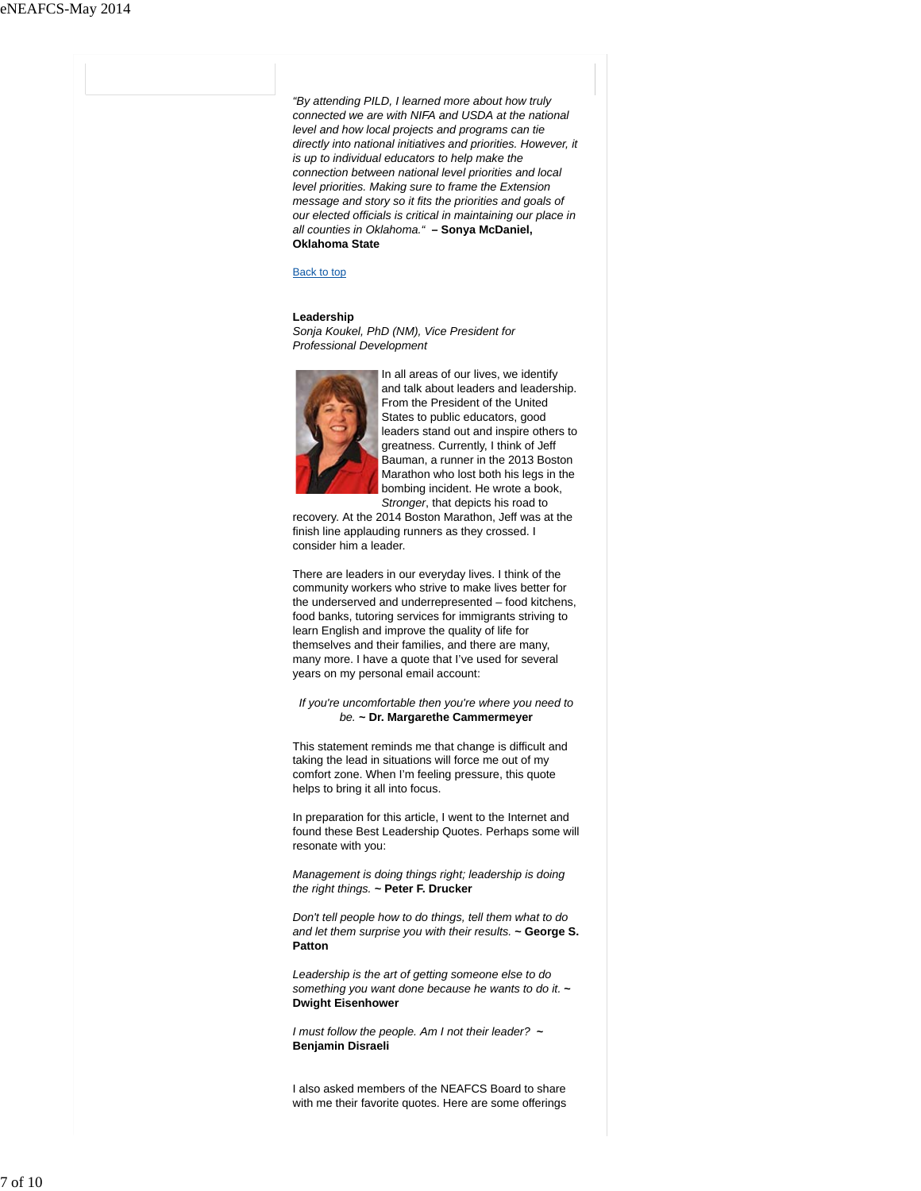*"By attending PILD, I learned more about how truly connected we are with NIFA and USDA at the national level and how local projects and programs can tie directly into national initiatives and priorities. However, it is up to individual educators to help make the connection between national level priorities and local level priorities. Making sure to frame the Extension message and story so it fits the priorities and goals of our elected officials is critical in maintaining our place in all counties in Oklahoma."* **– Sonya McDaniel, Oklahoma State**

Back to top

**Leadership**
*Sonja Koukel, PhD (NM), Vice President for Professional Development*

In all areas of our lives, we identify and talk about leaders and leadership. From the President of the United States to public educators, good leaders stand out and inspire others to greatness. Currently, I think of Jeff Bauman, a runner in the 2013 Boston Marathon who lost both his legs in the bombing incident. He wrote a book, *Stronger*, that depicts his road to recovery. At the 2014 Boston Marathon, Jeff was at the finish line applauding runners as they crossed. I consider him a leader.

There are leaders in our everyday lives. I think of the community workers who strive to make lives better for the underserved and underrepresented – food kitchens, food banks, tutoring services for immigrants striving to learn English and improve the quality of life for themselves and their families, and there are many, many more. I have a quote that I've used for several years on my personal email account:

*If you're uncomfortable then you're where you need to be.* **~ Dr. Margarethe Cammermeyer**

This statement reminds me that change is difficult and taking the lead in situations will force me out of my comfort zone. When I'm feeling pressure, this quote helps to bring it all into focus.

In preparation for this article, I went to the Internet and found these Best Leadership Quotes. Perhaps some will resonate with you:

*Management is doing things right; leadership is doing the right things.* **~ Peter F. Drucker**

*Don't tell people how to do things, tell them what to do and let them surprise you with their results.* **~ George S. Patton**

*Leadership is the art of getting someone else to do something you want done because he wants to do it.* **~ Dwight Eisenhower**

*I must follow the people. Am I not their leader?* **~ Benjamin Disraeli**

I also asked members of the NEAFCS Board to share with me their favorite quotes. Here are some offerings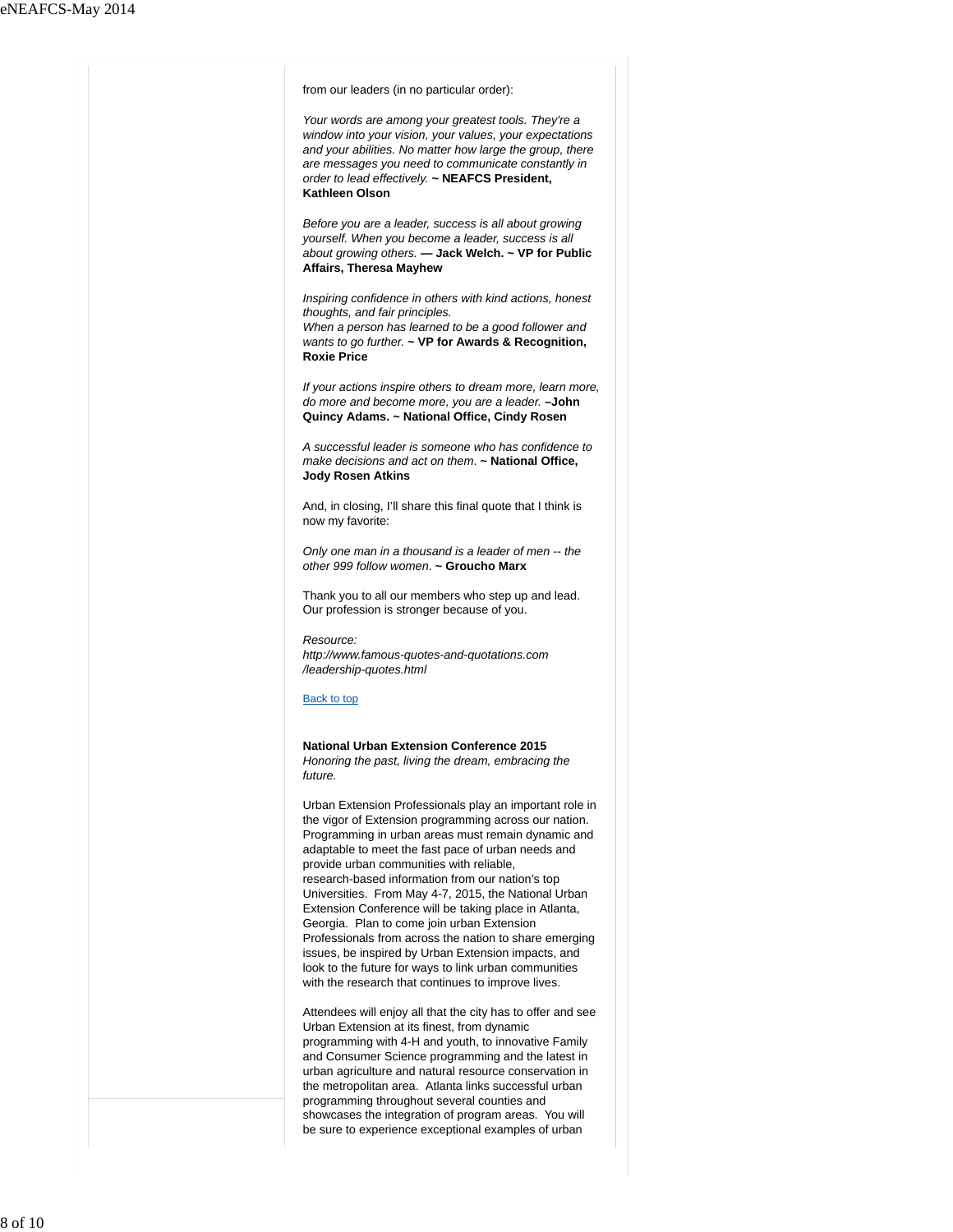from our leaders (in no particular order):

*Your words are among your greatest tools. They're a window into your vision, your values, your expectations and your abilities. No matter how large the group, there are messages you need to communicate constantly in order to lead effectively.* **~ NEAFCS President, Kathleen Olson**

*Before you are a leader, success is all about growing yourself. When you become a leader, success is all about growing others.* **— Jack Welch. ~ VP for Public Affairs, Theresa Mayhew**

*Inspiring confidence in others with kind actions, honest thoughts, and fair principles.*
*When a person has learned to be a good follower and wants to go further.* **~ VP for Awards & Recognition, Roxie Price**

*If your actions inspire others to dream more, learn more, do more and become more, you are a leader.* **–John Quincy Adams. ~ National Office, Cindy Rosen**

*A successful leader is someone who has confidence to make decisions and act on them*. **~ National Office, Jody Rosen Atkins**

And, in closing, I'll share this final quote that I think is now my favorite:

*Only one man in a thousand is a leader of men -- the other 999 follow women*. **~ Groucho Marx**

Thank you to all our members who step up and lead. Our profession is stronger because of you.

*Resource:*
*http://www.famous-quotes-and-quotations.com/leadership-quotes.html*

Back to top

**National Urban Extension Conference 2015**
*Honoring the past, living the dream, embracing the future.*

Urban Extension Professionals play an important role in the vigor of Extension programming across our nation. Programming in urban areas must remain dynamic and adaptable to meet the fast pace of urban needs and provide urban communities with reliable, research-based information from our nation's top Universities. From May 4-7, 2015, the National Urban Extension Conference will be taking place in Atlanta, Georgia. Plan to come join urban Extension Professionals from across the nation to share emerging issues, be inspired by Urban Extension impacts, and look to the future for ways to link urban communities with the research that continues to improve lives.

Attendees will enjoy all that the city has to offer and see Urban Extension at its finest, from dynamic programming with 4-H and youth, to innovative Family and Consumer Science programming and the latest in urban agriculture and natural resource conservation in the metropolitan area. Atlanta links successful urban programming throughout several counties and showcases the integration of program areas. You will be sure to experience exceptional examples of urban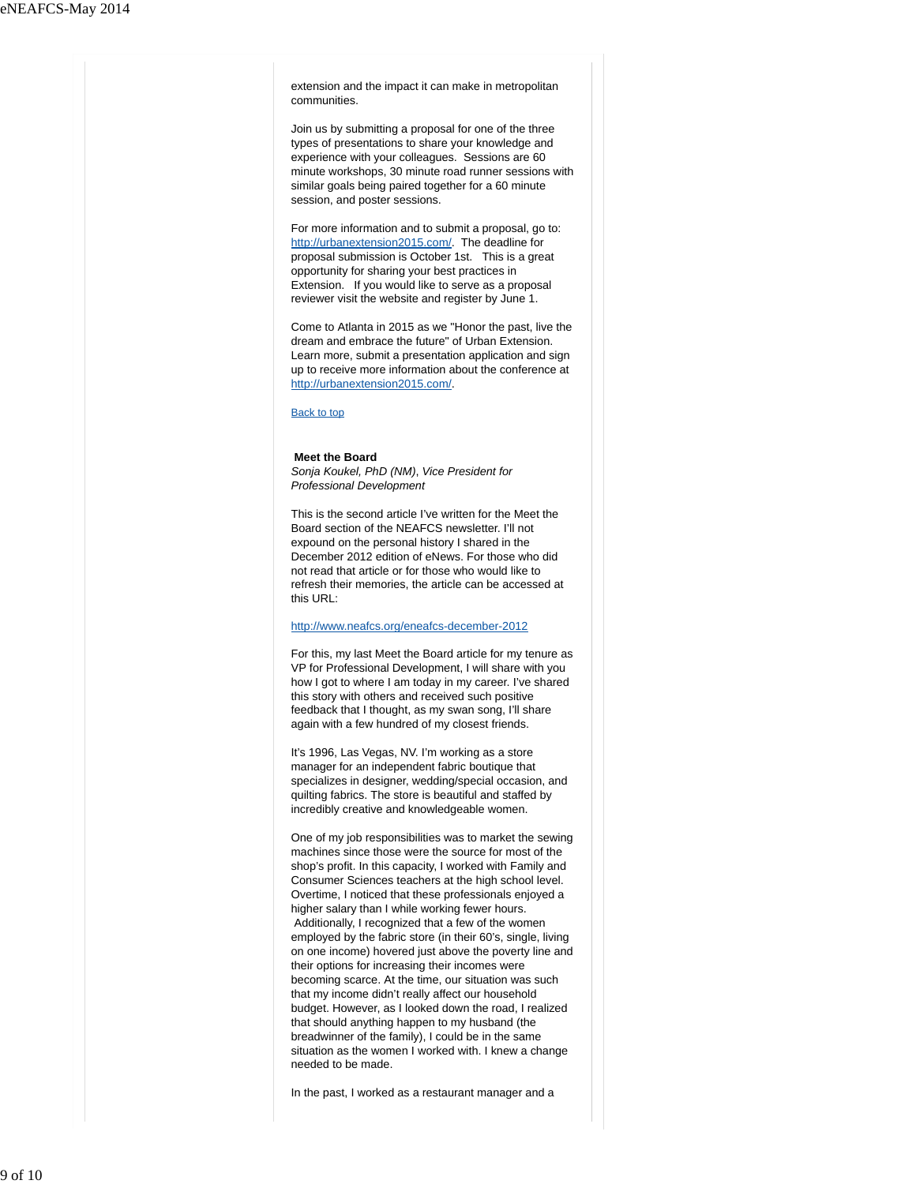extension and the impact it can make in metropolitan communities.

Join us by submitting a proposal for one of the three types of presentations to share your knowledge and experience with your colleagues. Sessions are 60 minute workshops, 30 minute road runner sessions with similar goals being paired together for a 60 minute session, and poster sessions.

For more information and to submit a proposal, go to: [http://urbanextension2015.com/](http://urbanextension2015.com/). The deadline for proposal submission is October 1st. This is a great opportunity for sharing your best practices in Extension. If you would like to serve as a proposal reviewer visit the website and register by June 1.

Come to Atlanta in 2015 as we "Honor the past, live the dream and embrace the future" of Urban Extension. Learn more, submit a presentation application and sign up to receive more information about the conference at [http://urbanextension2015.com/](http://urbanextension2015.com/).

Back to top

**Meet the Board**

*Sonja Koukel, PhD (NM), Vice President for Professional Development*

This is the second article I've written for the Meet the Board section of the NEAFCS newsletter. I'll not expound on the personal history I shared in the December 2012 edition of eNews. For those who did not read that article or for those who would like to refresh their memories, the article can be accessed at this URL:

[http://www.neafcs.org/eneafcs-december-2012](http://www.neafcs.org/eneafcs-december-2012)

For this, my last Meet the Board article for my tenure as VP for Professional Development, I will share with you how I got to where I am today in my career. I've shared this story with others and received such positive feedback that I thought, as my swan song, I'll share again with a few hundred of my closest friends.

It's 1996, Las Vegas, NV. I'm working as a store manager for an independent fabric boutique that specializes in designer, wedding/special occasion, and quilting fabrics. The store is beautiful and staffed by incredibly creative and knowledgeable women.

One of my job responsibilities was to market the sewing machines since those were the source for most of the shop's profit. In this capacity, I worked with Family and Consumer Sciences teachers at the high school level. Overtime, I noticed that these professionals enjoyed a higher salary than I while working fewer hours. Additionally, I recognized that a few of the women employed by the fabric store (in their 60's, single, living on one income) hovered just above the poverty line and their options for increasing their incomes were becoming scarce. At the time, our situation was such that my income didn't really affect our household budget. However, as I looked down the road, I realized that should anything happen to my husband (the breadwinner of the family), I could be in the same situation as the women I worked with. I knew a change needed to be made.

In the past, I worked as a restaurant manager and a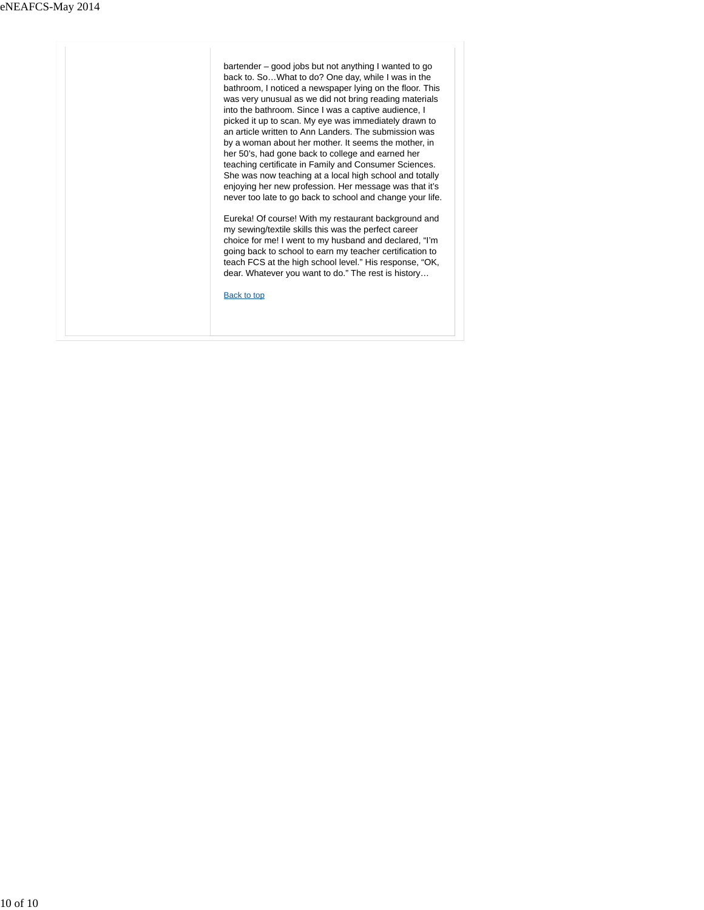bartender – good jobs but not anything I wanted to go back to. So…What to do? One day, while I was in the bathroom, I noticed a newspaper lying on the floor. This was very unusual as we did not bring reading materials into the bathroom. Since I was a captive audience, I picked it up to scan. My eye was immediately drawn to an article written to Ann Landers. The submission was by a woman about her mother. It seems the mother, in her 50's, had gone back to college and earned her teaching certificate in Family and Consumer Sciences. She was now teaching at a local high school and totally enjoying her new profession. Her message was that it's never too late to go back to school and change your life.

Eureka! Of course! With my restaurant background and my sewing/textile skills this was the perfect career choice for me! I went to my husband and declared, "I'm going back to school to earn my teacher certification to teach FCS at the high school level." His response, "OK, dear. Whatever you want to do." The rest is history…

Back to top